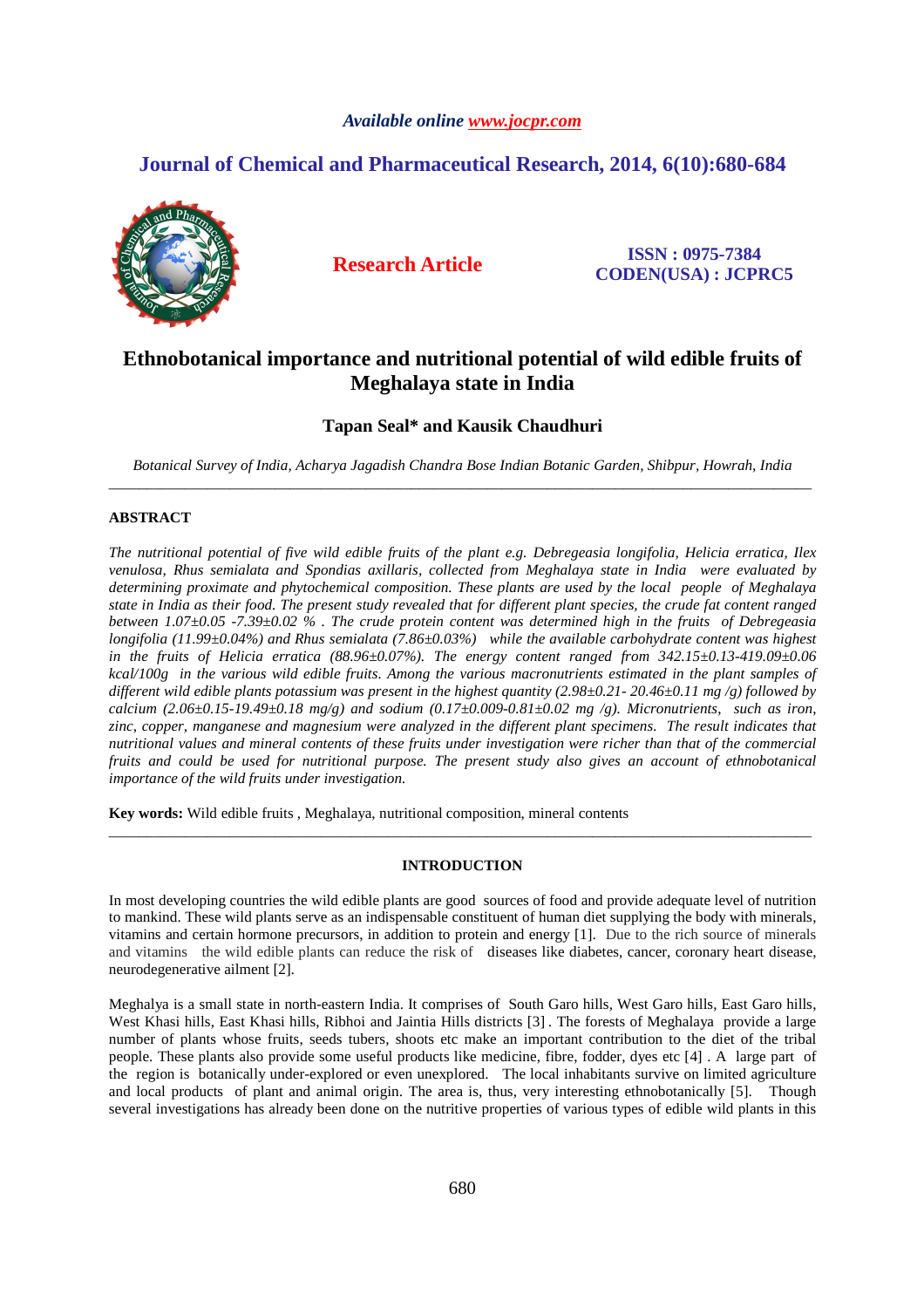# Ethnobotanical importance and nutritional potential of wild edible fruits of Meghalaya state in India

**Tapan Seal\* and Kausik Chaudhuri**

*Botanical Survey of India, Acharya Jagadish Chandra Bose Indian Botanic Garden, Shibpur, Howrah, India*

---

## ABSTRACT

*The nutritional potential of five wild edible fruits of the plant e.g. Debregeasia longifolia, Helicia erratica, Ilex venulosa, Rhus semialata and Spondias axillaris, collected from Meghalaya state in India were evaluated by determining proximate and phytochemical composition. These plants are used by the local people of Meghalaya state in India as their food. The present study revealed that for different plant species, the crude fat content ranged between 1.07±0.05 -7.39±0.02 % . The crude protein content was determined high in the fruits of Debregeasia longifolia (11.99±0.04%) and Rhus semialata (7.86±0.03%) while the available carbohydrate content was highest in the fruits of Helicia erratica (88.96±0.07%). The energy content ranged from 342.15±0.13-419.09±0.06 kcal/100g in the various wild edible fruits. Among the various macronutrients estimated in the plant samples of different wild edible plants potassium was present in the highest quantity (2.98±0.21- 20.46±0.11 mg /g) followed by calcium (2.06±0.15-19.49±0.18 mg/g) and sodium (0.17±0.009-0.81±0.02 mg /g). Micronutrients, such as iron, zinc, copper, manganese and magnesium were analyzed in the different plant specimens. The result indicates that nutritional values and mineral contents of these fruits under investigation were richer than that of the commercial fruits and could be used for nutritional purpose. The present study also gives an account of ethnobotanical importance of the wild fruits under investigation.*

**Key words:** Wild edible fruits , Meghalaya, nutritional composition, mineral contents

---

## INTRODUCTION

In most developing countries the wild edible plants are good sources of food and provide adequate level of nutrition to mankind. These wild plants serve as an indispensable constituent of human diet supplying the body with minerals, vitamins and certain hormone precursors, in addition to protein and energy [1]. Due to the rich source of minerals and vitamins the wild edible plants can reduce the risk of diseases like diabetes, cancer, coronary heart disease, neurodegenerative ailment [2].

Meghalaya is a small state in north-eastern India. It comprises of South Garo hills, West Garo hills, East Garo hills, West Khasi hills, East Khasi hills, Ribhoi and Jaintia Hills districts [3] . The forests of Meghalaya provide a large number of plants whose fruits, seeds tubers, shoots etc make an important contribution to the diet of the tribal people. These plants also provide some useful products like medicine, fibre, fodder, dyes etc [4] . A large part of the region is botanically under-explored or even unexplored. The local inhabitants survive on limited agriculture and local products of plant and animal origin. The area is, thus, very interesting ethnobotanically [5]. Though several investigations has already been done on the nutritive properties of various types of edible wild plants in this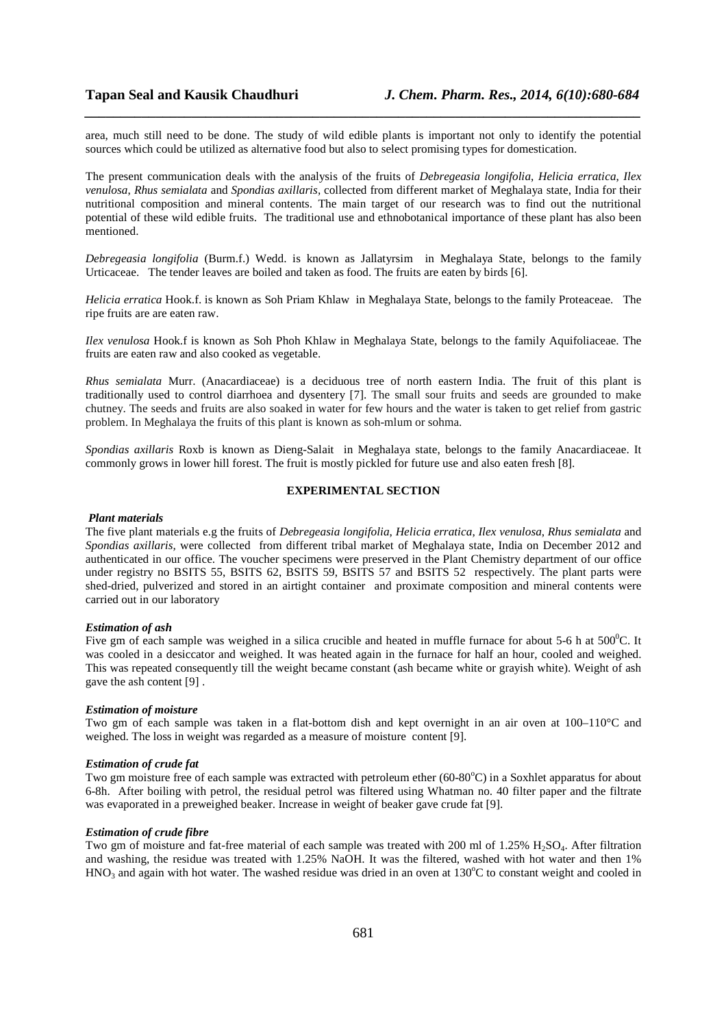area, much still need to be done. The study of wild edible plants is important not only to identify the potential sources which could be utilized as alternative food but also to select promising types for domestication.

The present communication deals with the analysis of the fruits of *Debregeasia longifolia*, *Helicia erratica*, *Ilex venulosa*, *Rhus semialata* and *Spondias axillaris*, collected from different market of Meghalaya state, India for their nutritional composition and mineral contents. The main target of our research was to find out the nutritional potential of these wild edible fruits. The traditional use and ethnobotanical importance of these plant has also been mentioned.

*Debregeasia longifolia* (Burm.f.) Wedd. is known as Jallatyrsim in Meghalaya State, belongs to the family Urticaceae. The tender leaves are boiled and taken as food. The fruits are eaten by birds [6].

*Helicia erratica* Hook.f. is known as Soh Priam Khlaw in Meghalaya State, belongs to the family Proteaceae. The ripe fruits are are eaten raw.

*Ilex venulosa* Hook.f is known as Soh Phoh Khlaw in Meghalaya State, belongs to the family Aquifoliaceae. The fruits are eaten raw and also cooked as vegetable.

*Rhus semialata* Murr. (Anacardiaceae) is a deciduous tree of north eastern India. The fruit of this plant is traditionally used to control diarrhoea and dysentery [7]. The small sour fruits and seeds are grounded to make chutney. The seeds and fruits are also soaked in water for few hours and the water is taken to get relief from gastric problem. In Meghalaya the fruits of this plant is known as soh-mlum or sohma.

*Spondias axillaris* Roxb is known as Dieng-Salait in Meghalaya state, belongs to the family Anacardiaceae. It commonly grows in lower hill forest. The fruit is mostly pickled for future use and also eaten fresh [8].

## EXPERIMENTAL SECTION

### *Plant materials*

The five plant materials e.g the fruits of *Debregeasia longifolia*, *Helicia erratica*, *Ilex venulosa*, *Rhus semialata* and *Spondias axillaris*, were collected from different tribal market of Meghalaya state, India on December 2012 and authenticated in our office. The voucher specimens were preserved in the Plant Chemistry department of our office under registry no BSITS 55, BSITS 62, BSITS 59, BSITS 57 and BSITS 52 respectively. The plant parts were shed-dried, pulverized and stored in an airtight container and proximate composition and mineral contents were carried out in our laboratory

### *Estimation of ash*

Five gm of each sample was weighed in a silica crucible and heated in muffle furnace for about 5-6 h at $500^0$C. It was cooled in a desiccator and weighed. It was heated again in the furnace for half an hour, cooled and weighed. This was repeated consequently till the weight became constant (ash became white or grayish white). Weight of ash gave the ash content [9] .

### *Estimation of moisture*

Two gm of each sample was taken in a flat-bottom dish and kept overnight in an air oven at 100–110°C and weighed. The loss in weight was regarded as a measure of moisture content [9].

### *Estimation of crude fat*

Two gm moisture free of each sample was extracted with petroleum ether (60-80$^o$C) in a Soxhlet apparatus for about 6-8h. After boiling with petrol, the residual petrol was filtered using Whatman no. 40 filter paper and the filtrate was evaporated in a preweighed beaker. Increase in weight of beaker gave crude fat [9].

### *Estimation of crude fibre*

Two gm of moisture and fat-free material of each sample was treated with 200 ml of 1.25% $H_2SO_4$. After filtration and washing, the residue was treated with 1.25% NaOH. It was the filtered, washed with hot water and then 1% $HNO_3$ and again with hot water. The washed residue was dried in an oven at 130$^o$C to constant weight and cooled in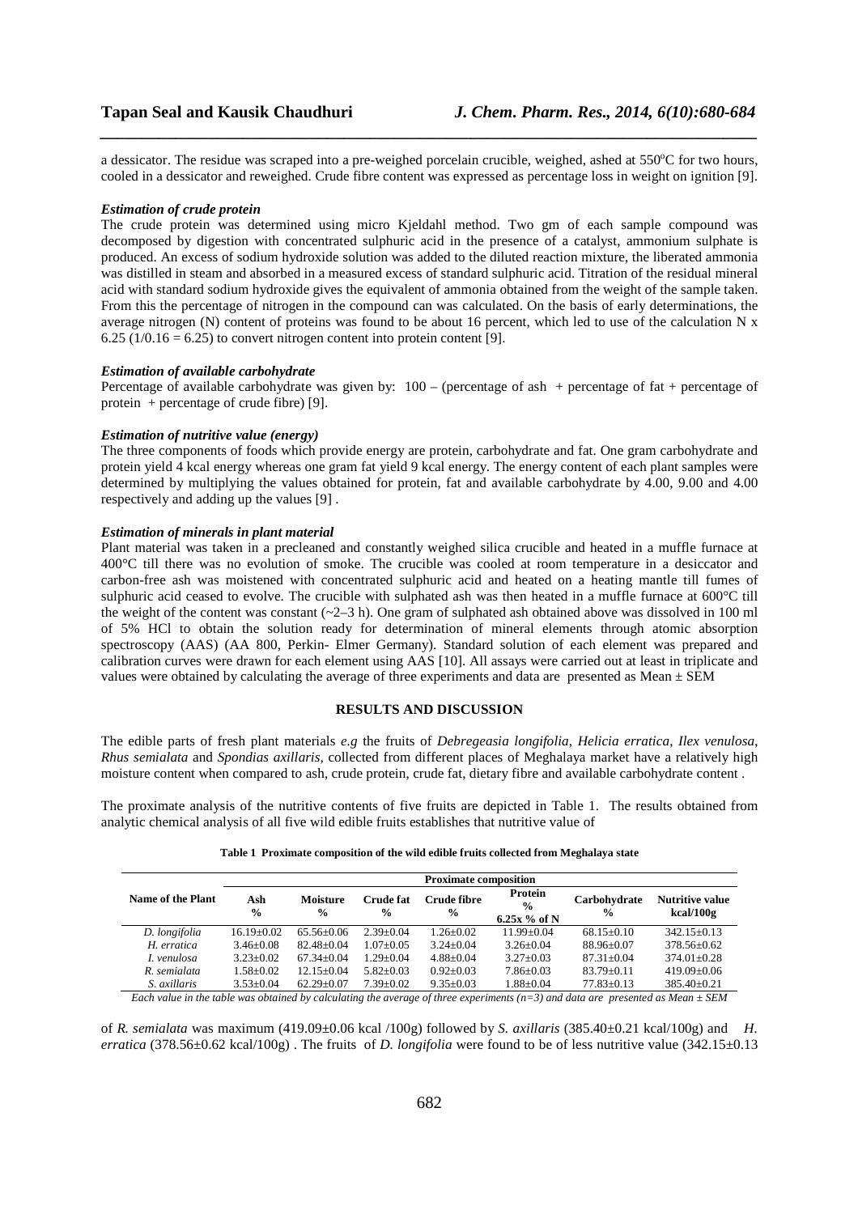a dessicator. The residue was scraped into a pre-weighed porcelain crucible, weighed, ashed at 550°C for two hours, cooled in a dessicator and reweighed. Crude fibre content was expressed as percentage loss in weight on ignition [9].

### *Estimation of crude protein*

The crude protein was determined using micro Kjeldahl method. Two gm of each sample compound was decomposed by digestion with concentrated sulphuric acid in the presence of a catalyst, ammonium sulphate is produced. An excess of sodium hydroxide solution was added to the diluted reaction mixture, the liberated ammonia was distilled in steam and absorbed in a measured excess of standard sulphuric acid. Titration of the residual mineral acid with standard sodium hydroxide gives the equivalent of ammonia obtained from the weight of the sample taken. From this the percentage of nitrogen in the compound can was calculated. On the basis of early determinations, the average nitrogen (N) content of proteins was found to be about 16 percent, which led to use of the calculation N x 6.25 (1/0.16 = 6.25) to convert nitrogen content into protein content [9].

### *Estimation of available carbohydrate*

Percentage of available carbohydrate was given by: 100 – (percentage of ash + percentage of fat + percentage of protein + percentage of crude fibre) [9].

### *Estimation of nutritive value (energy)*

The three components of foods which provide energy are protein, carbohydrate and fat. One gram carbohydrate and protein yield 4 kcal energy whereas one gram fat yield 9 kcal energy. The energy content of each plant samples were determined by multiplying the values obtained for protein, fat and available carbohydrate by 4.00, 9.00 and 4.00 respectively and adding up the values [9] .

### *Estimation of minerals in plant material*

Plant material was taken in a precleaned and constantly weighed silica crucible and heated in a muffle furnace at 400°C till there was no evolution of smoke. The crucible was cooled at room temperature in a desiccator and carbon-free ash was moistened with concentrated sulphuric acid and heated on a heating mantle till fumes of sulphuric acid ceased to evolve. The crucible with sulphated ash was then heated in a muffle furnace at 600°C till the weight of the content was constant (~2–3 h). One gram of sulphated ash obtained above was dissolved in 100 ml of 5% HCl to obtain the solution ready for determination of mineral elements through atomic absorption spectroscopy (AAS) (AA 800, Perkin- Elmer Germany). Standard solution of each element was prepared and calibration curves were drawn for each element using AAS [10]. All assays were carried out at least in triplicate and values were obtained by calculating the average of three experiments and data are presented as Mean ± SEM

## RESULTS AND DISCUSSION

The edible parts of fresh plant materials *e.g* the fruits of *Debregeasia longifolia*, *Helicia erratica*, *Ilex venulosa*, *Rhus semialata* and *Spondias axillaris,* collected from different places of Meghalaya market have a relatively high moisture content when compared to ash, crude protein, crude fat, dietary fibre and available carbohydrate content .

The proximate analysis of the nutritive contents of five fruits are depicted in Table 1. The results obtained from analytic chemical analysis of all five wild edible fruits establishes that nutritive value of

**Table 1 Proximate composition of the wild edible fruits collected from Meghalaya state**

| Name of the Plant | Proximate composition | | | | | | |
|---|---|---|---|---|---|---|---|
| | Ash % | Moisture % | Crude fat % | Crude fibre % | Protein % 6.25x % of N | Carbohydrate % | Nutritive value kcal/100g |
| *D. longifolia* | 16.19±0.02 | 65.56±0.06 | 2.39±0.04 | 1.26±0.02 | 11.99±0.04 | 68.15±0.10 | 342.15±0.13 |
| *H. erratica* | 3.46±0.08 | 82.48±0.04 | 1.07±0.05 | 3.24±0.04 | 3.26±0.04 | 88.96±0.07 | 378.56±0.62 |
| *I. venulosa* | 3.23±0.02 | 67.34±0.04 | 1.29±0.04 | 4.88±0.04 | 3.27±0.03 | 87.31±0.04 | 374.01±0.28 |
| *R. semialata* | 1.58±0.02 | 12.15±0.04 | 5.82±0.03 | 0.92±0.03 | 7.86±0.03 | 83.79±0.11 | 419.09±0.06 |
| *S. axillaris* | 3.53±0.04 | 62.29±0.07 | 7.39±0.02 | 9.35±0.03 | 1.88±0.04 | 77.83±0.13 | 385.40±0.21 |

*Each value in the table was obtained by calculating the average of three experiments (n=3) and data are presented as Mean ± SEM*

of *R. semialata* was maximum (419.09±0.06 kcal /100g) followed by *S. axillaris* (385.40±0.21 kcal/100g) and *H. erratica* (378.56±0.62 kcal/100g) . The fruits of *D. longifolia* were found to be of less nutritive value (342.15±0.13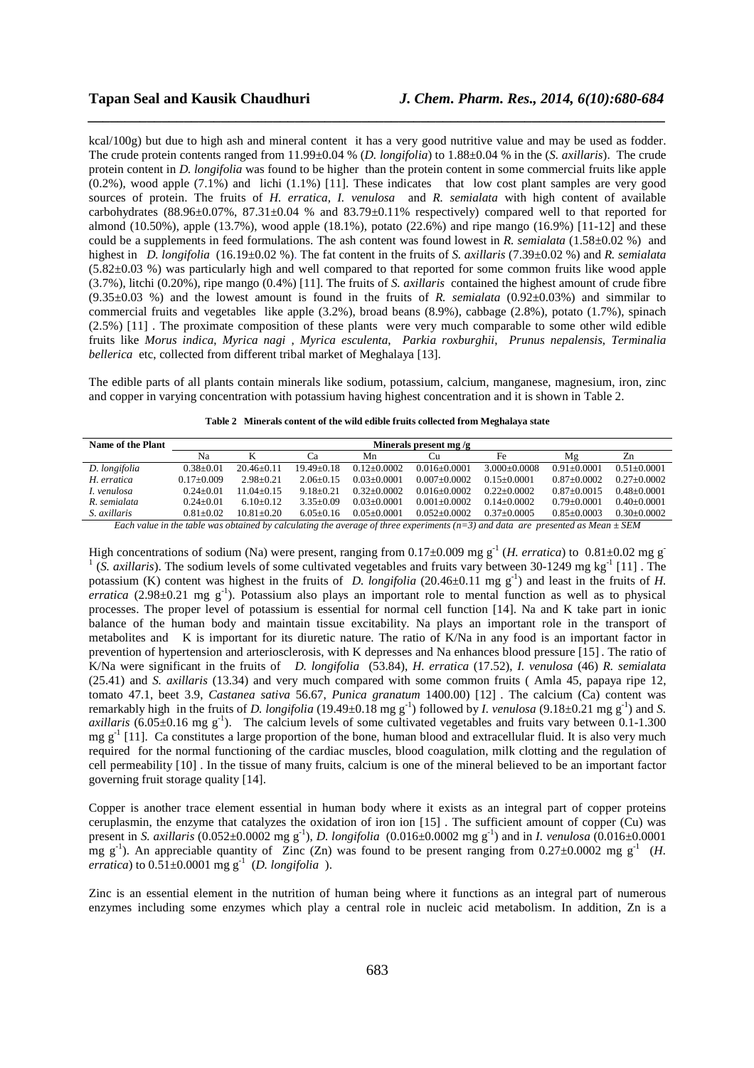kcal/100g) but due to high ash and mineral content it has a very good nutritive value and may be used as fodder. The crude protein contents ranged from 11.99±0.04 % (*D. longifolia*) to 1.88±0.04 % in the (*S. axillaris*). The crude protein content in *D. longifolia* was found to be higher than the protein content in some commercial fruits like apple (0.2%), wood apple (7.1%) and lichi (1.1%) [11]. These indicates that low cost plant samples are very good sources of protein. The fruits of *H. erratica*, *I. venulosa* and *R. semialata* with high content of available carbohydrates (88.96±0.07%, 87.31±0.04 % and 83.79±0.11% respectively) compared well to that reported for almond (10.50%), apple (13.7%), wood apple (18.1%), potato (22.6%) and ripe mango (16.9%) [11-12] and these could be a supplements in feed formulations. The ash content was found lowest in *R. semialata* (1.58±0.02 %) and highest in *D. longifolia* (16.19±0.02 %). The fat content in the fruits of *S. axillaris* (7.39±0.02 %) and *R. semialata* (5.82±0.03 %) was particularly high and well compared to that reported for some common fruits like wood apple (3.7%), litchi (0.20%), ripe mango (0.4%) [11]. The fruits of *S. axillaris* contained the highest amount of crude fibre (9.35±0.03 %) and the lowest amount is found in the fruits of *R. semialata* (0.92±0.03%) and simmilar to commercial fruits and vegetables like apple (3.2%), broad beans (8.9%), cabbage (2.8%), potato (1.7%), spinach (2.5%) [11] . The proximate composition of these plants were very much comparable to some other wild edible fruits like *Morus indica*, *Myrica nagi* , *Myrica esculenta*, *Parkia roxburghii*, *Prunus nepalensis*, *Terminalia bellerica* etc, collected from different tribal market of Meghalaya [13].

The edible parts of all plants contain minerals like sodium, potassium, calcium, manganese, magnesium, iron, zinc and copper in varying concentration with potassium having highest concentration and it is shown in Table 2.

**Table 2 Minerals content of the wild edible fruits collected from Meghalaya state**

| Name of the Plant | Minerals present mg /g | | | | | | | |
|---|---|---|---|---|---|---|---|---|
| | Na | K | Ca | Mn | Cu | Fe | Mg | Zn |
| *D. longifolia* | 0.38±0.01 | 20.46±0.11 | 19.49±0.18 | 0.12±0.0002 | 0.016±0.0001 | 3.000±0.0008 | 0.91±0.0001 | 0.51±0.0001 |
| *H. erratica* | 0.17±0.009 | 2.98±0.21 | 2.06±0.15 | 0.03±0.0001 | 0.007±0.0002 | 0.15±0.0001 | 0.87±0.0002 | 0.27±0.0002 |
| *I. venulosa* | 0.24±0.01 | 11.04±0.15 | 9.18±0.21 | 0.32±0.0002 | 0.016±0.0002 | 0.22±0.0002 | 0.87±0.0015 | 0.48±0.0001 |
| *R. semialata* | 0.24±0.01 | 6.10±0.12 | 3.35±0.09 | 0.03±0.0001 | 0.001±0.0002 | 0.14±0.0002 | 0.79±0.0001 | 0.40±0.0001 |
| *S. axillaris* | 0.81±0.02 | 10.81±0.20 | 6.05±0.16 | 0.05±0.0001 | 0.052±0.0002 | 0.37±0.0005 | 0.85±0.0003 | 0.30±0.0002 |

*Each value in the table was obtained by calculating the average of three experiments (n=3) and data are presented as Mean ± SEM*

High concentrations of sodium (Na) were present, ranging from 0.17±0.009 mg $g^{-1}$ (*H. erratica*) to 0.81±0.02 mg $g^{-1}$ (*S. axillaris*). The sodium levels of some cultivated vegetables and fruits vary between 30-1249 mg $kg^{-1}$ [11] . The potassium (K) content was highest in the fruits of *D. longifolia* (20.46±0.11 mg $g^{-1}$) and least in the fruits of *H. erratica* (2.98±0.21 mg $g^{-1}$). Potassium also plays an important role to mental function as well as to physical processes. The proper level of potassium is essential for normal cell function [14]. Na and K take part in ionic balance of the human body and maintain tissue excitability. Na plays an important role in the transport of metabolites and K is important for its diuretic nature. The ratio of K/Na in any food is an important factor in prevention of hypertension and arteriosclerosis, with K depresses and Na enhances blood pressure [15] . The ratio of K/Na were significant in the fruits of *D. longifolia* (53.84), *H. erratica* (17.52), *I. venulosa* (46) *R. semialata* (25.41) and *S. axillaris* (13.34) and very much compared with some common fruits ( Amla 45, papaya ripe 12, tomato 47.1, beet 3.9, *Castanea sativa* 56.67, *Punica granatum* 1400.00) [12] . The calcium (Ca) content was remarkably high in the fruits of *D. longifolia* (19.49±0.18 mg $g^{-1}$) followed by *I. venulosa* (9.18±0.21 mg $g^{-1}$) and *S. axillaris* (6.05±0.16 mg $g^{-1}$). The calcium levels of some cultivated vegetables and fruits vary between 0.1-1.300 mg $g^{-1}$ [11]. Ca constitutes a large proportion of the bone, human blood and extracellular fluid. It is also very much required for the normal functioning of the cardiac muscles, blood coagulation, milk clotting and the regulation of cell permeability [10] . In the tissue of many fruits, calcium is one of the mineral believed to be an important factor governing fruit storage quality [14].

Copper is another trace element essential in human body where it exists as an integral part of copper proteins ceruplasmin, the enzyme that catalyzes the oxidation of iron ion [15] . The sufficient amount of copper (Cu) was present in *S. axillaris* (0.052±0.0002 mg $g^{-1}$), *D. longifolia* (0.016±0.0002 mg $g^{-1}$) and in *I. venulosa* (0.016±0.0001 mg $g^{-1}$). An appreciable quantity of Zinc (Zn) was found to be present ranging from 0.27±0.0002 mg $g^{-1}$ (*H. erratica*) to 0.51±0.0001 mg $g^{-1}$ (*D. longifolia* ).

Zinc is an essential element in the nutrition of human being where it functions as an integral part of numerous enzymes including some enzymes which play a central role in nucleic acid metabolism. In addition, Zn is a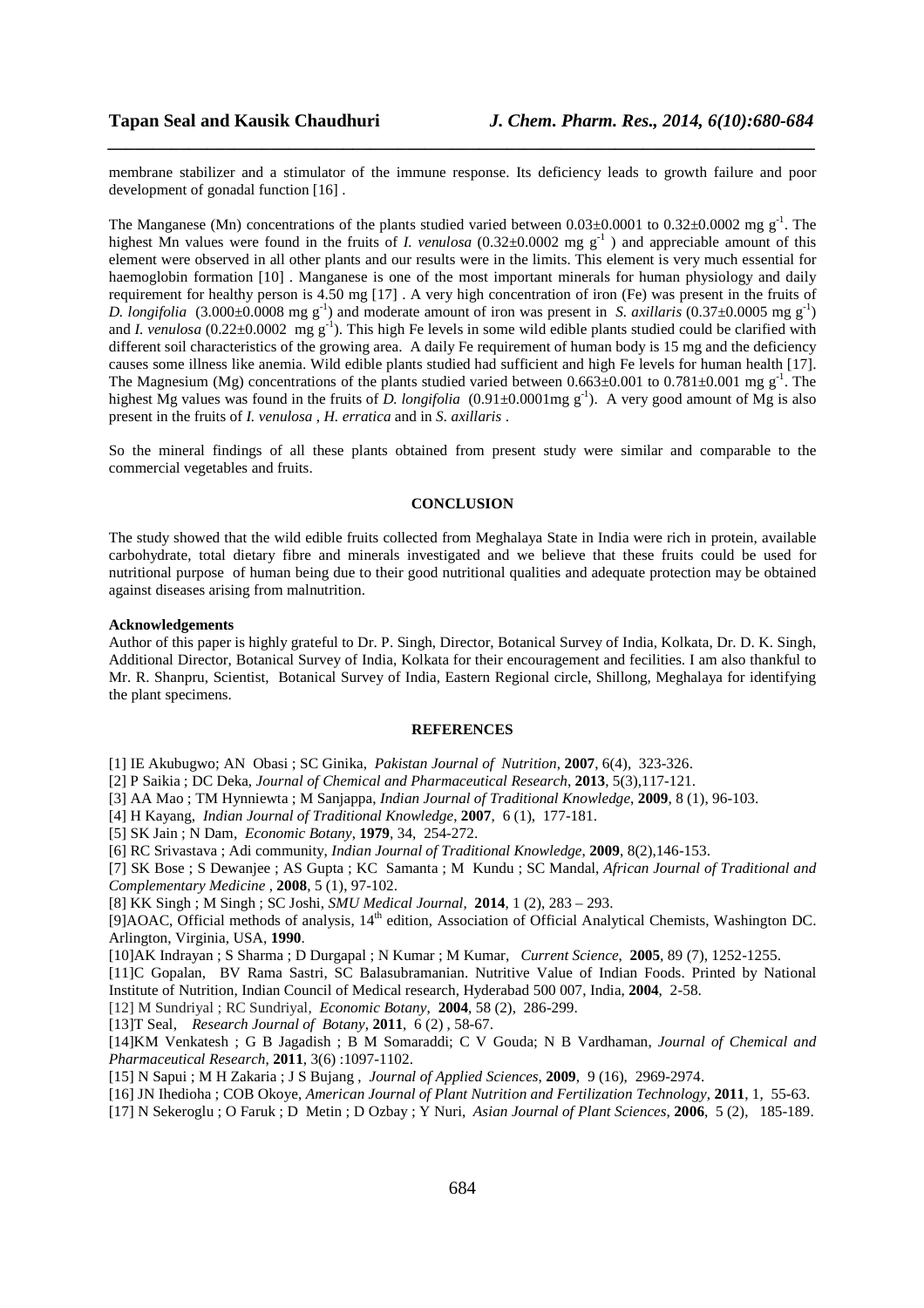membrane stabilizer and a stimulator of the immune response. Its deficiency leads to growth failure and poor development of gonadal function [16] .

The Manganese (Mn) concentrations of the plants studied varied between 0.03±0.0001 to 0.32±0.0002 mg $g^{-1}$. The highest Mn values were found in the fruits of *I. venulosa* (0.32±0.0002 mg $g^{-1}$ ) and appreciable amount of this element were observed in all other plants and our results were in the limits. This element is very much essential for haemoglobin formation [10] . Manganese is one of the most important minerals for human physiology and daily requirement for healthy person is 4.50 mg [17] . A very high concentration of iron (Fe) was present in the fruits of *D. longifolia* (3.000±0.0008 mg $g^{-1}$) and moderate amount of iron was present in *S. axillaris* (0.37±0.0005 mg $g^{-1}$) and *I. venulosa* (0.22±0.0002 mg $g^{-1}$). This high Fe levels in some wild edible plants studied could be clarified with different soil characteristics of the growing area. A daily Fe requirement of human body is 15 mg and the deficiency causes some illness like anemia. Wild edible plants studied had sufficient and high Fe levels for human health [17]. The Magnesium (Mg) concentrations of the plants studied varied between 0.663±0.001 to 0.781±0.001 mg $g^{-1}$. The highest Mg values was found in the fruits of *D. longifolia* (0.91±0.0001mg $g^{-1}$). A very good amount of Mg is also present in the fruits of *I. venulosa* , *H. erratica* and in *S. axillaris* .

So the mineral findings of all these plants obtained from present study were similar and comparable to the commercial vegetables and fruits.

## CONCLUSION

The study showed that the wild edible fruits collected from Meghalaya State in India were rich in protein, available carbohydrate, total dietary fibre and minerals investigated and we believe that these fruits could be used for nutritional purpose of human being due to their good nutritional qualities and adequate protection may be obtained against diseases arising from malnutrition.

### Acknowledgements

Author of this paper is highly grateful to Dr. P. Singh, Director, Botanical Survey of India, Kolkata, Dr. D. K. Singh, Additional Director, Botanical Survey of India, Kolkata for their encouragement and fecilities. I am also thankful to Mr. R. Shanpru, Scientist, Botanical Survey of India, Eastern Regional circle, Shillong, Meghalaya for identifying the plant specimens.

## REFERENCES

[1] IE Akubugwo; AN Obasi ; SC Ginika, *Pakistan Journal of Nutrition*, **2007**, 6(4), 323-326.

[2] P Saikia ; DC Deka, *Journal of Chemical and Pharmaceutical Research*, **2013**, 5(3),117-121.

[3] AA Mao ; TM Hynniewta ; M Sanjappa, *Indian Journal of Traditional Knowledge*, **2009**, 8 (1), 96-103.

[4] H Kayang, *Indian Journal of Traditional Knowledge*, **2007**, 6 (1), 177-181.

[5] SK Jain ; N Dam, *Economic Botany*, **1979**, 34, 254-272.

[6] RC Srivastava ; Adi community, *Indian Journal of Traditional Knowledge*, **2009**, 8(2),146-153.

[7] SK Bose ; S Dewanjee ; AS Gupta ; KC Samanta ; M Kundu ; SC Mandal, *African Journal of Traditional and Complementary Medicine* , **2008**, 5 (1), 97-102.

[8] KK Singh ; M Singh ; SC Joshi, *SMU Medical Journal*, **2014**, 1 (2), 283 – 293.

[9]AOAC, Official methods of analysis, 14th edition, Association of Official Analytical Chemists, Washington DC. Arlington, Virginia, USA, **1990**.

[10]AK Indrayan ; S Sharma ; D Durgapal ; N Kumar ; M Kumar, *Current Science*, **2005**, 89 (7), 1252-1255.

[11]C Gopalan, BV Rama Sastri, SC Balasubramanian. Nutritive Value of Indian Foods. Printed by National Institute of Nutrition, Indian Council of Medical research, Hyderabad 500 007, India, **2004**, 2-58.

[12] M Sundriyal ; RC Sundriyal, *Economic Botany*, **2004**, 58 (2), 286-299.

[13]T Seal, *Research Journal of Botany*, **2011**, 6 (2) , 58-67.

[14]KM Venkatesh ; G B Jagadish ; B M Somaraddi; C V Gouda; N B Vardhaman, *Journal of Chemical and Pharmaceutical Research*, **2011**, 3(6) :1097-1102.

[15] N Sapui ; M H Zakaria ; J S Bujang , *Journal of Applied Sciences*, **2009**, 9 (16), 2969-2974.

[16] JN Ihedioha ; COB Okoye, *American Journal of Plant Nutrition and Fertilization Technology*, **2011**, 1, 55-63.

[17] N Sekeroglu ; O Faruk ; D Metin ; D Ozbay ; Y Nuri, *Asian Journal of Plant Sciences*, **2006**, 5 (2), 185-189.